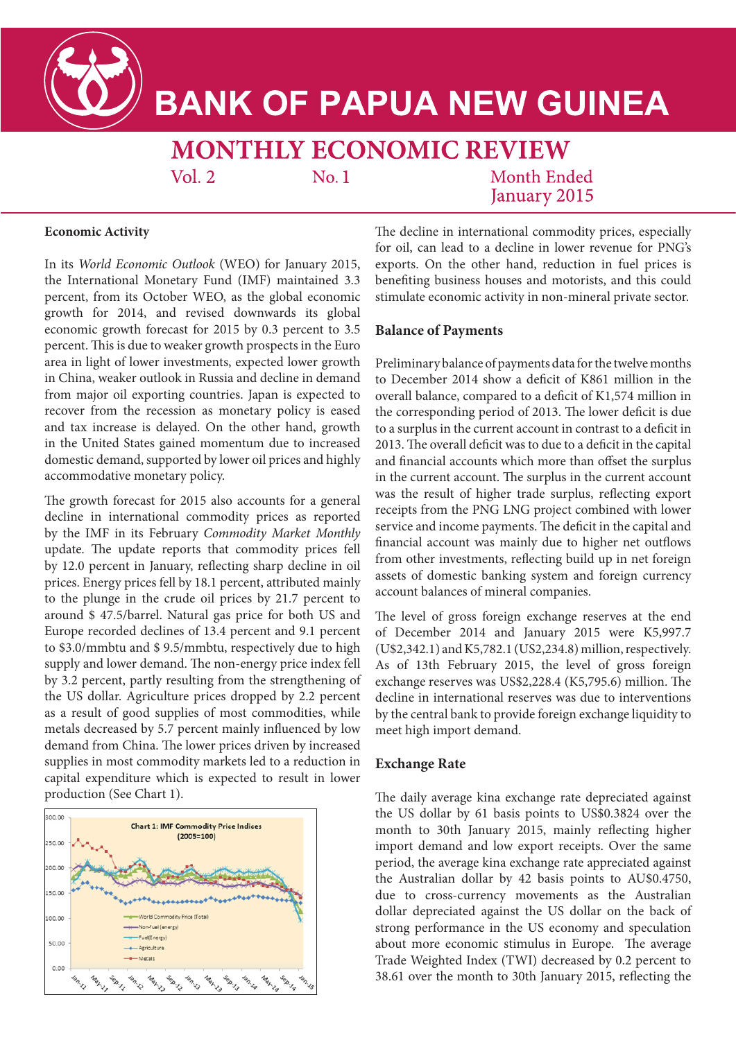# BANK OF PAPUA NEW GUINEA

## MONTHLY ECONOMIC REVIEW

Vol. 2 No. 1 Month Ended January 2015

### Economic Activity

In its *World Economic Outlook* (WEO) for January 2015, the International Monetary Fund (IMF) maintained 3.3 percent, from its October WEO, as the global economic growth for 2014, and revised downwards its global economic growth forecast for 2015 by 0.3 percent to 3.5 percent. This is due to weaker growth prospects in the Euro area in light of lower investments, expected lower growth in China, weaker outlook in Russia and decline in demand from major oil exporting countries. Japan is expected to recover from the recession as monetary policy is eased and tax increase is delayed. On the other hand, growth in the United States gained momentum due to increased domestic demand, supported by lower oil prices and highly accommodative monetary policy.

The growth forecast for 2015 also accounts for a general decline in international commodity prices as reported by the IMF in its February *Commodity Market Monthly* update. The update reports that commodity prices fell by 12.0 percent in January, reflecting sharp decline in oil prices. Energy prices fell by 18.1 percent, attributed mainly to the plunge in the crude oil prices by 21.7 percent to around $ 47.5/barrel. Natural gas price for both US and Europe recorded declines of 13.4 percent and 9.1 percent to $3.0/mmbtu and $ 9.5/mmbtu, respectively due to high supply and lower demand. The non-energy price index fell by 3.2 percent, partly resulting from the strengthening of the US dollar. Agriculture prices dropped by 2.2 percent as a result of good supplies of most commodities, while metals decreased by 5.7 percent mainly influenced by low demand from China. The lower prices driven by increased supplies in most commodity markets led to a reduction in capital expenditure which is expected to result in lower production (See Chart 1).

Chart 1: IMF Commodity Price Indices (2005=100)

The decline in international commodity prices, especially for oil, can lead to a decline in lower revenue for PNG's exports. On the other hand, reduction in fuel prices is benefiting business houses and motorists, and this could stimulate economic activity in non-mineral private sector.

### Balance of Payments

Preliminary balance of payments data for the twelve months to December 2014 show a deficit of K861 million in the overall balance, compared to a deficit of K1,574 million in the corresponding period of 2013. The lower deficit is due to a surplus in the current account in contrast to a deficit in 2013. The overall deficit was to due to a deficit in the capital and financial accounts which more than offset the surplus in the current account. The surplus in the current account was the result of higher trade surplus, reflecting export receipts from the PNG LNG project combined with lower service and income payments. The deficit in the capital and financial account was mainly due to higher net outflows from other investments, reflecting build up in net foreign assets of domestic banking system and foreign currency account balances of mineral companies.

The level of gross foreign exchange reserves at the end of December 2014 and January 2015 were K5,997.7 (U$2,342.1) and K5,782.1 (US2,234.8) million, respectively. As of 13th February 2015, the level of gross foreign exchange reserves was US$2,228.4 (K5,795.6) million. The decline in international reserves was due to interventions by the central bank to provide foreign exchange liquidity to meet high import demand.

### Exchange Rate

The daily average kina exchange rate depreciated against the US dollar by 61 basis points to US$0.3824 over the month to 30th January 2015, mainly reflecting higher import demand and low export receipts. Over the same period, the average kina exchange rate appreciated against the Australian dollar by 42 basis points to AU$0.4750, due to cross-currency movements as the Australian dollar depreciated against the US dollar on the back of strong performance in the US economy and speculation about more economic stimulus in Europe. The average Trade Weighted Index (TWI) decreased by 0.2 percent to 38.61 over the month to 30th January 2015, reflecting the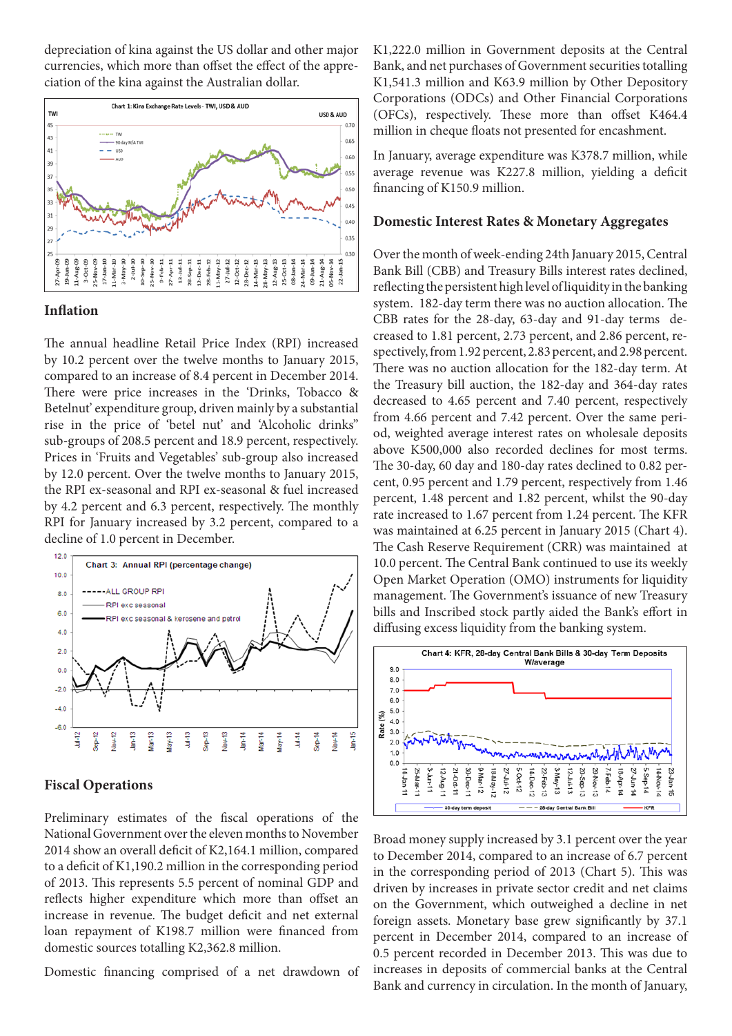depreciation of kina against the US dollar and other major currencies, which more than offset the effect of the appreciation of the kina against the Australian dollar.

Chart 1: Kina Exchange Rate Levels - TWI, USD & AUD

## Inflation

The annual headline Retail Price Index (RPI) increased by 10.2 percent over the twelve months to January 2015, compared to an increase of 8.4 percent in December 2014. There were price increases in the 'Drinks, Tobacco & Betelnut' expenditure group, driven mainly by a substantial rise in the price of 'betel nut' and 'Alcoholic drinks" sub-groups of 208.5 percent and 18.9 percent, respectively. Prices in 'Fruits and Vegetables' sub-group also increased by 12.0 percent. Over the twelve months to January 2015, the RPI ex-seasonal and RPI ex-seasonal & fuel increased by 4.2 percent and 6.3 percent, respectively. The monthly RPI for January increased by 3.2 percent, compared to a decline of 1.0 percent in December.

Chart 3: Annual RPI (percentage change)

## Fiscal Operations

Preliminary estimates of the fiscal operations of the National Government over the eleven months to November 2014 show an overall deficit of K2,164.1 million, compared to a deficit of K1,190.2 million in the corresponding period of 2013. This represents 5.5 percent of nominal GDP and reflects higher expenditure which more than offset an increase in revenue. The budget deficit and net external loan repayment of K198.7 million were financed from domestic sources totalling K2,362.8 million.

Domestic financing comprised of a net drawdown of K1,222.0 million in Government deposits at the Central Bank, and net purchases of Government securities totalling K1,541.3 million and K63.9 million by Other Depository Corporations (ODCs) and Other Financial Corporations (OFCs), respectively. These more than offset K464.4 million in cheque floats not presented for encashment.

In January, average expenditure was K378.7 million, while average revenue was K227.8 million, yielding a deficit financing of K150.9 million.

## Domestic Interest Rates & Monetary Aggregates

Over the month of week-ending 24th January 2015, Central Bank Bill (CBB) and Treasury Bills interest rates declined, reflecting the persistent high level of liquidity in the banking system. 182-day term there was no auction allocation. The CBB rates for the 28-day, 63-day and 91-day terms decreased to 1.81 percent, 2.73 percent, and 2.86 percent, respectively, from 1.92 percent, 2.83 percent, and 2.98 percent. There was no auction allocation for the 182-day term. At the Treasury bill auction, the 182-day and 364-day rates decreased to 4.65 percent and 7.40 percent, respectively from 4.66 percent and 7.42 percent. Over the same period, weighted average interest rates on wholesale deposits above K500,000 also recorded declines for most terms. The 30-day, 60 day and 180-day rates declined to 0.82 percent, 0.95 percent and 1.79 percent, respectively from 1.46 percent, 1.48 percent and 1.82 percent, whilst the 90-day rate increased to 1.67 percent from 1.24 percent. The KFR was maintained at 6.25 percent in January 2015 (Chart 4). The Cash Reserve Requirement (CRR) was maintained at 10.0 percent. The Central Bank continued to use its weekly Open Market Operation (OMO) instruments for liquidity management. The Government's issuance of new Treasury bills and Inscribed stock partly aided the Bank's effort in diffusing excess liquidity from the banking system.

Chart 4: KFR, 28-day Central Bank Bills & 30-day Term Deposits W/average

Broad money supply increased by 3.1 percent over the year to December 2014, compared to an increase of 6.7 percent in the corresponding period of 2013 (Chart 5). This was driven by increases in private sector credit and net claims on the Government, which outweighed a decline in net foreign assets. Monetary base grew significantly by 37.1 percent in December 2014, compared to an increase of 0.5 percent recorded in December 2013. This was due to increases in deposits of commercial banks at the Central Bank and currency in circulation. In the month of January,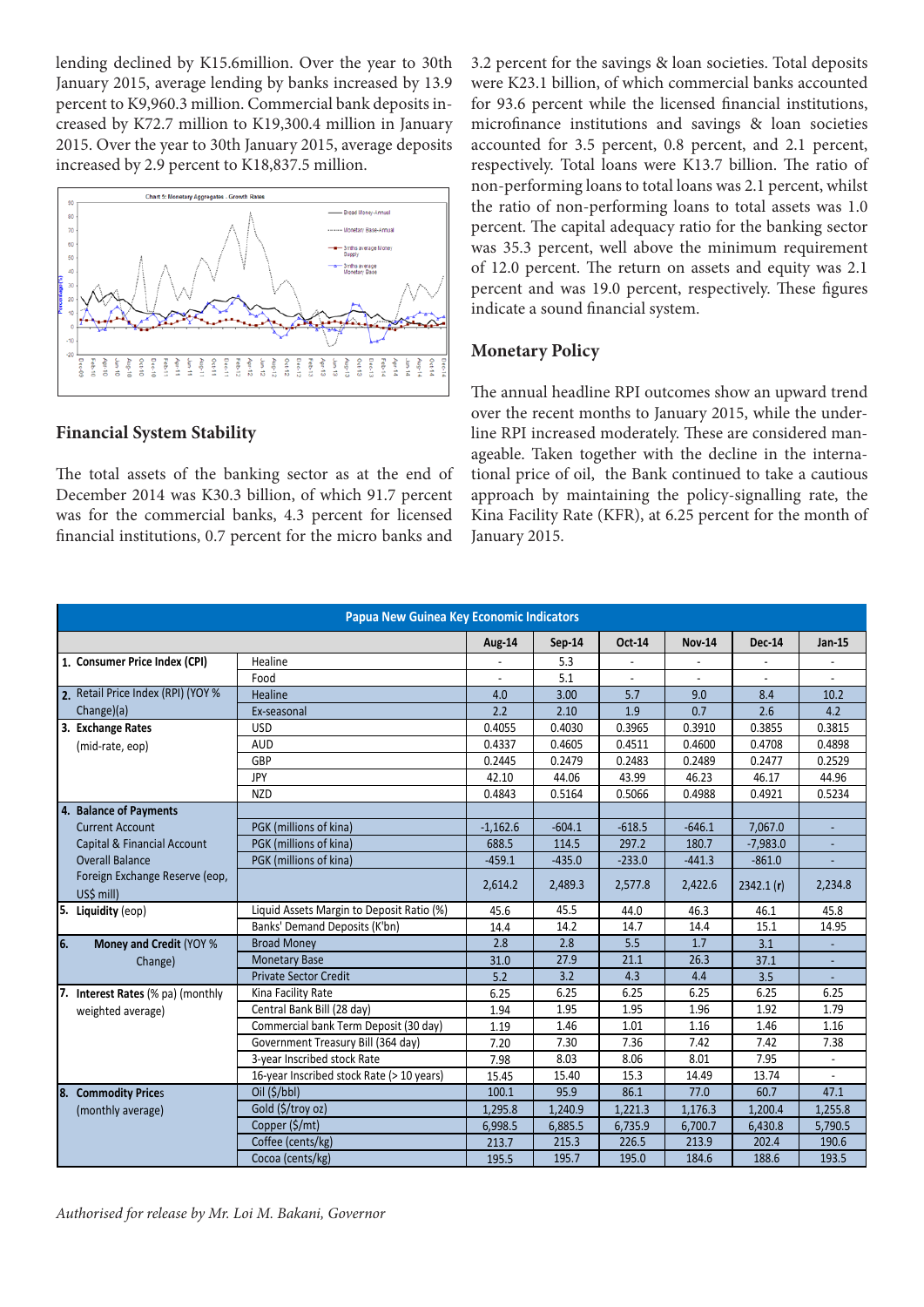lending declined by K15.6million. Over the year to 30th January 2015, average lending by banks increased by 13.9 percent to K9,960.3 million. Commercial bank deposits increased by K72.7 million to K19,300.4 million in January 2015. Over the year to 30th January 2015, average deposits increased by 2.9 percent to K18,837.5 million.

Chart 5: Monetary Aggregates - Growth Rates

Broad Money-Annual
Monetary Base-Annual
3mths average Money Supply
3mths average Monetary Base

Percentage (%)

90
80
70
60
50
40
30
20
10
0
-10
-20

Dec-09 Feb-10 Apr-10 Jun-10 Aug-10 Oct-10 Dec-10 Feb-11 Apr-11 Jun-11 Aug-11 Oct-11 Dec-11 Feb-12 Apr-12 Jun-12 Aug-12 Oct-12 Dec-12 Feb-13 Apr-13 Jun-13 Aug-13 Oct-13 Dec-13 Feb-14 Apr-14 Jun-14 Aug-14 Oct-14 Dec-14

## Financial System Stability

The total assets of the banking sector as at the end of December 2014 was K30.3 billion, of which 91.7 percent was for the commercial banks, 4.3 percent for licensed financial institutions, 0.7 percent for the micro banks and 3.2 percent for the savings & loan societies. Total deposits were K23.1 billion, of which commercial banks accounted for 93.6 percent while the licensed financial institutions, microfinance institutions and savings & loan societies accounted for 3.5 percent, 0.8 percent, and 2.1 percent, respectively. Total loans were K13.7 billion. The ratio of non-performing loans to total loans was 2.1 percent, whilst the ratio of non-performing loans to total assets was 1.0 percent. The capital adequacy ratio for the banking sector was 35.3 percent, well above the minimum requirement of 12.0 percent. The return on assets and equity was 2.1 percent and was 19.0 percent, respectively. These figures indicate a sound financial system.

## Monetary Policy

The annual headline RPI outcomes show an upward trend over the recent months to January 2015, while the underline RPI increased moderately. These are considered manageable. Taken together with the decline in the international price of oil, the Bank continued to take a cautious approach by maintaining the policy-signalling rate, the Kina Facility Rate (KFR), at 6.25 percent for the month of January 2015.

**Papua New Guinea Key Economic Indicators**

| | | Aug-14 | Sep-14 | Oct-14 | Nov-14 | Dec-14 | Jan-15 |
|---|---|---|---|---|---|---|---|
| **1. Consumer Price Index (CPI)** | Healine | - | 5.3 | - | - | - | - |
| | Food | - | 5.1 | - | - | - | - |
| **2.** Retail Price Index (RPI) (YOY % Change)(a) | Healine | 4.0 | 3.00 | 5.7 | 9.0 | 8.4 | 10.2 |
| | Ex-seasonal | 2.2 | 2.10 | 1.9 | 0.7 | 2.6 | 4.2 |
| **3. Exchange Rates** (mid-rate, eop) | USD | 0.4055 | 0.4030 | 0.3965 | 0.3910 | 0.3855 | 0.3815 |
| | AUD | 0.4337 | 0.4605 | 0.4511 | 0.4600 | 0.4708 | 0.4898 |
| | GBP | 0.2445 | 0.2479 | 0.2483 | 0.2489 | 0.2477 | 0.2529 |
| | JPY | 42.10 | 44.06 | 43.99 | 46.23 | 46.17 | 44.96 |
| | NZD | 0.4843 | 0.5164 | 0.5066 | 0.4988 | 0.4921 | 0.5234 |
| **4. Balance of Payments** | | | | | | | |
| Current Account | PGK (millions of kina) | -1,162.6 | -604.1 | -618.5 | -646.1 | 7,067.0 | - |
| Capital & Financial Account | PGK (millions of kina) | 688.5 | 114.5 | 297.2 | 180.7 | -7,983.0 | - |
| Overall Balance | PGK (millions of kina) | -459.1 | -435.0 | -233.0 | -441.3 | -861.0 | - |
| Foreign Exchange Reserve (eop, US$ mill) | | 2,614.2 | 2,489.3 | 2,577.8 | 2,422.6 | 2342.1 (r) | 2,234.8 |
| **5. Liquidity** (eop) | Liquid Assets Margin to Deposit Ratio (%) | 45.6 | 45.5 | 44.0 | 46.3 | 46.1 | 45.8 |
| | Banks' Demand Deposits (K'bn) | 14.4 | 14.2 | 14.7 | 14.4 | 15.1 | 14.95 |
| **6. Money and Credit** (YOY % Change) | Broad Money | 2.8 | 2.8 | 5.5 | 1.7 | 3.1 | - |
| | Monetary Base | 31.0 | 27.9 | 21.1 | 26.3 | 37.1 | - |
| | Private Sector Credit | 5.2 | 3.2 | 4.3 | 4.4 | 3.5 | - |
| **7. Interest Rates** (% pa) (monthly weighted average) | Kina Facility Rate | 6.25 | 6.25 | 6.25 | 6.25 | 6.25 | 6.25 |
| | Central Bank Bill (28 day) | 1.94 | 1.95 | 1.95 | 1.96 | 1.92 | 1.79 |
| | Commercial bank Term Deposit (30 day) | 1.19 | 1.46 | 1.01 | 1.16 | 1.46 | 1.16 |
| | Government Treasury Bill (364 day) | 7.20 | 7.30 | 7.36 | 7.42 | 7.42 | 7.38 |
| | 3-year Inscribed stock Rate | 7.98 | 8.03 | 8.06 | 8.01 | 7.95 | - |
| | 16-year Inscribed stock Rate (> 10 years) | 15.45 | 15.40 | 15.3 | 14.49 | 13.74 | - |
| **8. Commodity Prices** (monthly average) | Oil ($/bbl) | 100.1 | 95.9 | 86.1 | 77.0 | 60.7 | 47.1 |
| | Gold ($/troy oz) | 1,295.8 | 1,240.9 | 1,221.3 | 1,176.3 | 1,200.4 | 1,255.8 |
| | Copper ($/mt) | 6,998.5 | 6,885.5 | 6,735.9 | 6,700.7 | 6,430.8 | 5,790.5 |
| | Coffee (cents/kg) | 213.7 | 215.3 | 226.5 | 213.9 | 202.4 | 190.6 |
| | Cocoa (cents/kg) | 195.5 | 195.7 | 195.0 | 184.6 | 188.6 | 193.5 |

*Authorised for release by Mr. Loi M. Bakani, Governor*